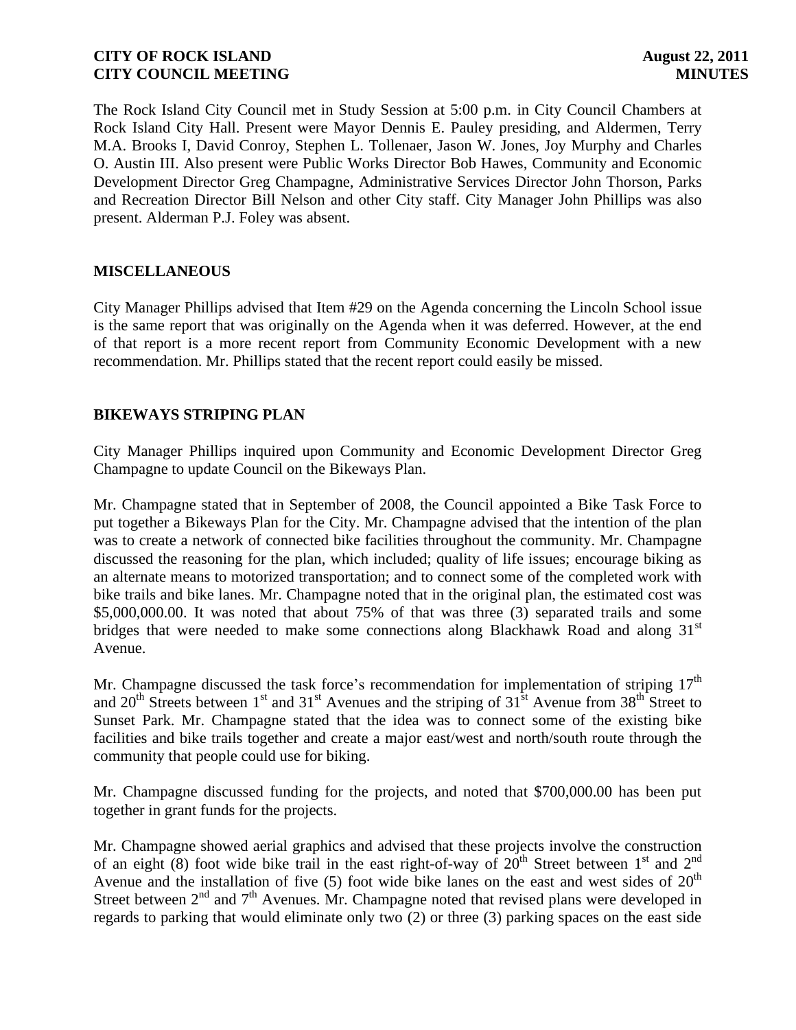The Rock Island City Council met in Study Session at 5:00 p.m. in City Council Chambers at Rock Island City Hall. Present were Mayor Dennis E. Pauley presiding, and Aldermen, Terry M.A. Brooks I, David Conroy, Stephen L. Tollenaer, Jason W. Jones, Joy Murphy and Charles O. Austin III. Also present were Public Works Director Bob Hawes, Community and Economic Development Director Greg Champagne, Administrative Services Director John Thorson, Parks and Recreation Director Bill Nelson and other City staff. City Manager John Phillips was also present. Alderman P.J. Foley was absent.

## MISCELLANEOUS

City Manager Phillips advised that Item #29 on the Agenda concerning the Lincoln School issue is the same report that was originally on the Agenda when it was deferred. However, at the end of that report is a more recent report from Community Economic Development with a new recommendation. Mr. Phillips stated that the recent report could easily be missed.

## BIKEWAYS STRIPING PLAN

City Manager Phillips inquired upon Community and Economic Development Director Greg Champagne to update Council on the Bikeways Plan.

Mr. Champagne stated that in September of 2008, the Council appointed a Bike Task Force to put together a Bikeways Plan for the City. Mr. Champagne advised that the intention of the plan was to create a network of connected bike facilities throughout the community. Mr. Champagne discussed the reasoning for the plan, which included; quality of life issues; encourage biking as an alternate means to motorized transportation; and to connect some of the completed work with bike trails and bike lanes. Mr. Champagne noted that in the original plan, the estimated cost was \$5,000,000.00. It was noted that about 75% of that was three (3) separated trails and some bridges that were needed to make some connections along Blackhawk Road and along 31st Avenue.

Mr. Champagne discussed the task force's recommendation for implementation of striping 17th and 20th Streets between 1st and 31st Avenues and the striping of 31st Avenue from 38th Street to Sunset Park. Mr. Champagne stated that the idea was to connect some of the existing bike facilities and bike trails together and create a major east/west and north/south route through the community that people could use for biking.

Mr. Champagne discussed funding for the projects, and noted that \$700,000.00 has been put together in grant funds for the projects.

Mr. Champagne showed aerial graphics and advised that these projects involve the construction of an eight (8) foot wide bike trail in the east right-of-way of 20th Street between 1st and 2nd Avenue and the installation of five (5) foot wide bike lanes on the east and west sides of 20th Street between 2nd and 7th Avenues. Mr. Champagne noted that revised plans were developed in regards to parking that would eliminate only two (2) or three (3) parking spaces on the east side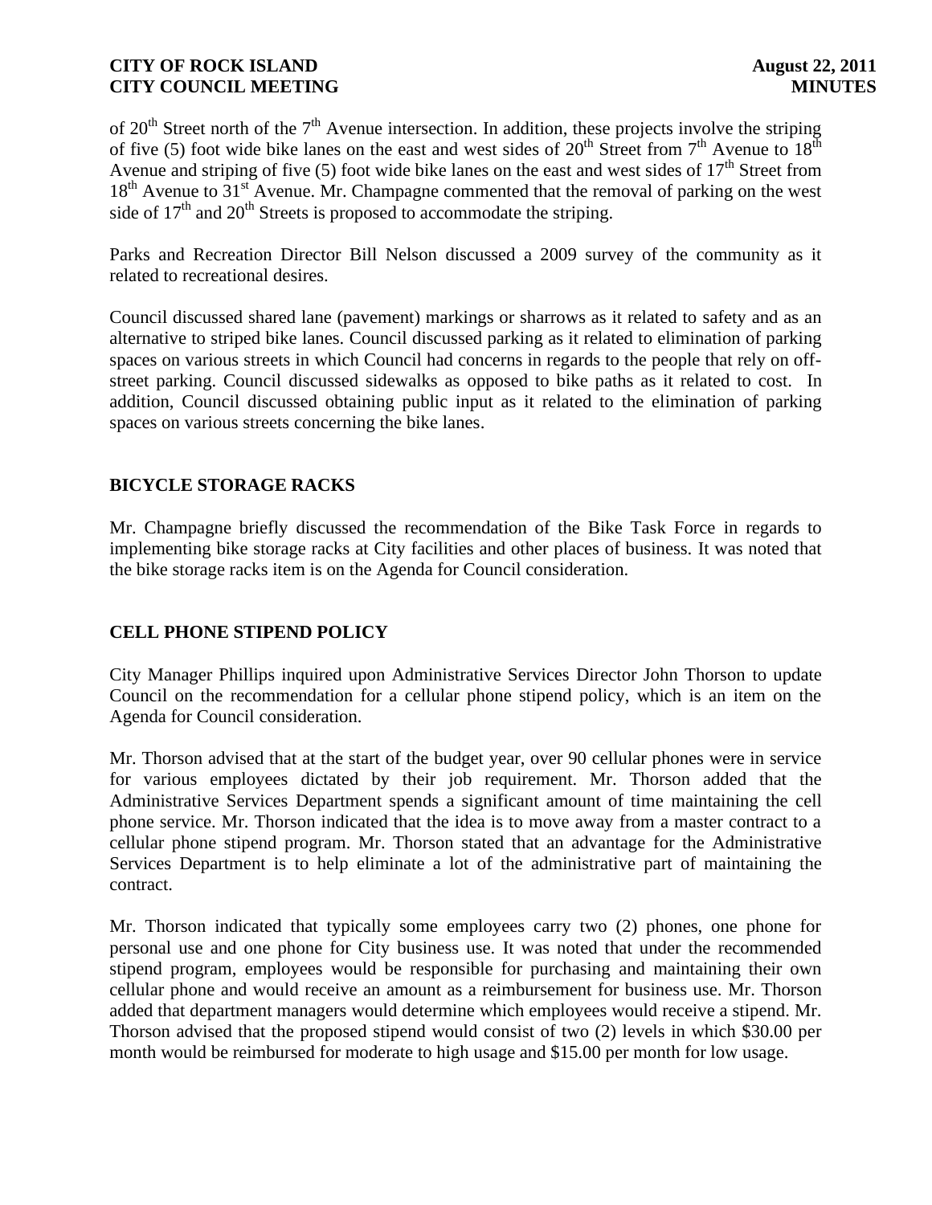of 20th Street north of the 7th Avenue intersection. In addition, these projects involve the striping of five (5) foot wide bike lanes on the east and west sides of 20th Street from 7th Avenue to 18th Avenue and striping of five (5) foot wide bike lanes on the east and west sides of 17th Street from 18th Avenue to 31st Avenue. Mr. Champagne commented that the removal of parking on the west side of 17th and 20th Streets is proposed to accommodate the striping.

Parks and Recreation Director Bill Nelson discussed a 2009 survey of the community as it related to recreational desires.

Council discussed shared lane (pavement) markings or sharrows as it related to safety and as an alternative to striped bike lanes. Council discussed parking as it related to elimination of parking spaces on various streets in which Council had concerns in regards to the people that rely on off-street parking. Council discussed sidewalks as opposed to bike paths as it related to cost. In addition, Council discussed obtaining public input as it related to the elimination of parking spaces on various streets concerning the bike lanes.

## BICYCLE STORAGE RACKS

Mr. Champagne briefly discussed the recommendation of the Bike Task Force in regards to implementing bike storage racks at City facilities and other places of business. It was noted that the bike storage racks item is on the Agenda for Council consideration.

## CELL PHONE STIPEND POLICY

City Manager Phillips inquired upon Administrative Services Director John Thorson to update Council on the recommendation for a cellular phone stipend policy, which is an item on the Agenda for Council consideration.

Mr. Thorson advised that at the start of the budget year, over 90 cellular phones were in service for various employees dictated by their job requirement. Mr. Thorson added that the Administrative Services Department spends a significant amount of time maintaining the cell phone service. Mr. Thorson indicated that the idea is to move away from a master contract to a cellular phone stipend program. Mr. Thorson stated that an advantage for the Administrative Services Department is to help eliminate a lot of the administrative part of maintaining the contract.

Mr. Thorson indicated that typically some employees carry two (2) phones, one phone for personal use and one phone for City business use. It was noted that under the recommended stipend program, employees would be responsible for purchasing and maintaining their own cellular phone and would receive an amount as a reimbursement for business use. Mr. Thorson added that department managers would determine which employees would receive a stipend. Mr. Thorson advised that the proposed stipend would consist of two (2) levels in which $30.00 per month would be reimbursed for moderate to high usage and $15.00 per month for low usage.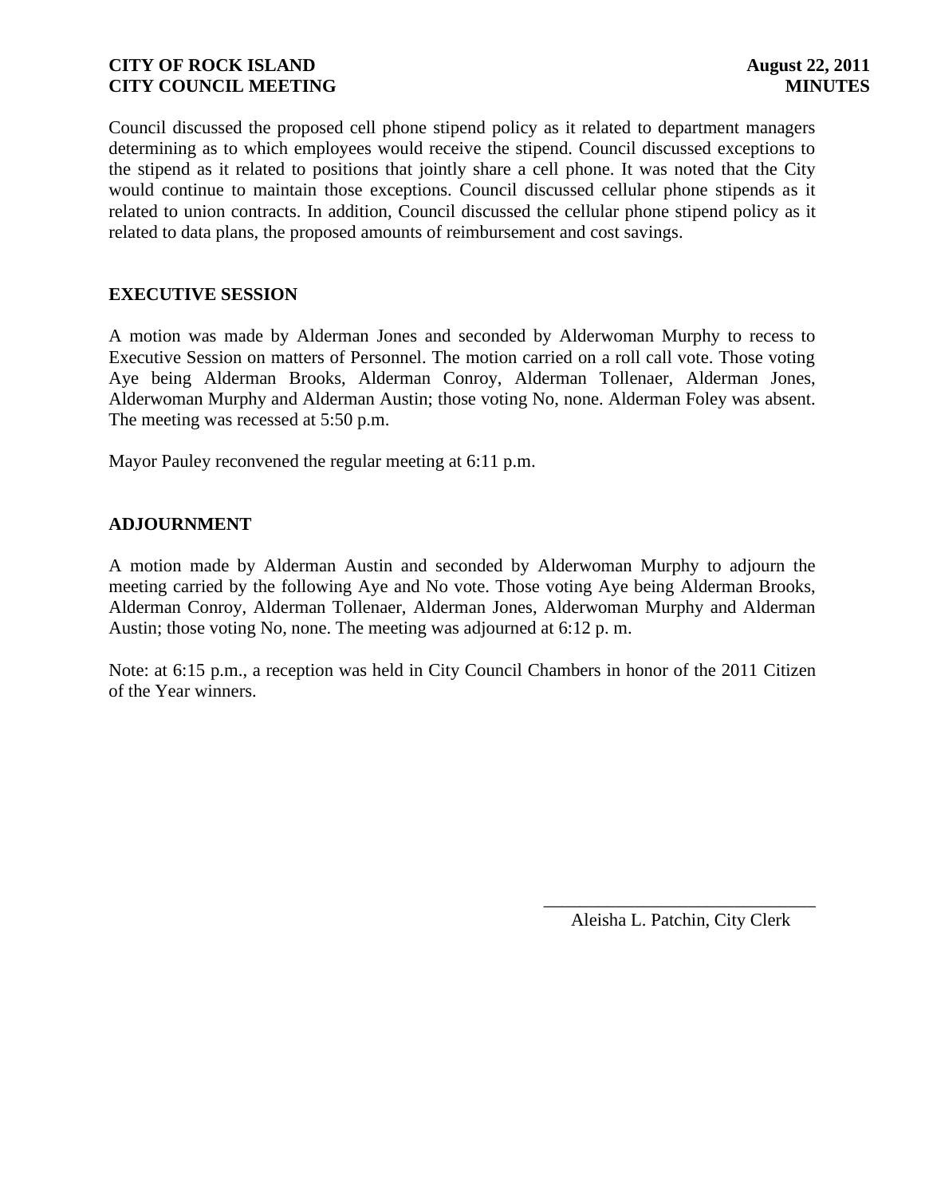Council discussed the proposed cell phone stipend policy as it related to department managers determining as to which employees would receive the stipend. Council discussed exceptions to the stipend as it related to positions that jointly share a cell phone. It was noted that the City would continue to maintain those exceptions. Council discussed cellular phone stipends as it related to union contracts. In addition, Council discussed the cellular phone stipend policy as it related to data plans, the proposed amounts of reimbursement and cost savings.

**EXECUTIVE SESSION**

A motion was made by Alderman Jones and seconded by Alderwoman Murphy to recess to Executive Session on matters of Personnel. The motion carried on a roll call vote. Those voting Aye being Alderman Brooks, Alderman Conroy, Alderman Tollenaer, Alderman Jones, Alderwoman Murphy and Alderman Austin; those voting No, none. Alderman Foley was absent. The meeting was recessed at 5:50 p.m.

Mayor Pauley reconvened the regular meeting at 6:11 p.m.

**ADJOURNMENT**

A motion made by Alderman Austin and seconded by Alderwoman Murphy to adjourn the meeting carried by the following Aye and No vote. Those voting Aye being Alderman Brooks, Alderman Conroy, Alderman Tollenaer, Alderman Jones, Alderwoman Murphy and Alderman Austin; those voting No, none. The meeting was adjourned at 6:12 p. m.

Note: at 6:15 p.m., a reception was held in City Council Chambers in honor of the 2011 Citizen of the Year winners.

\_\_\_\_\_\_\_\_\_\_\_\_\_\_\_\_\_\_\_\_\_\_\_\_\_\_\_\_\_\_

Aleisha L. Patchin, City Clerk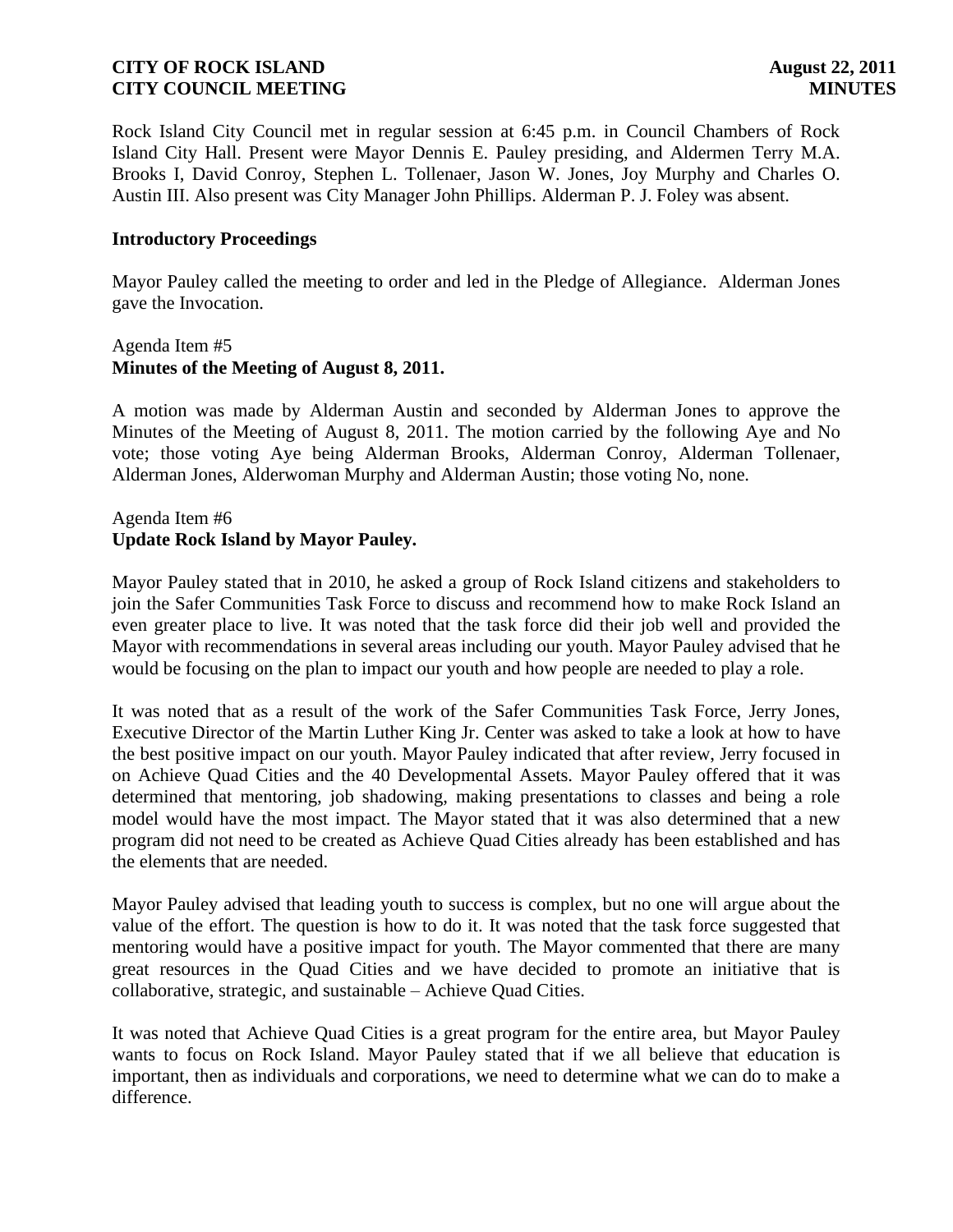Rock Island City Council met in regular session at 6:45 p.m. in Council Chambers of Rock Island City Hall. Present were Mayor Dennis E. Pauley presiding, and Aldermen Terry M.A. Brooks I, David Conroy, Stephen L. Tollenaer, Jason W. Jones, Joy Murphy and Charles O. Austin III. Also present was City Manager John Phillips. Alderman P. J. Foley was absent.

**Introductory Proceedings**

Mayor Pauley called the meeting to order and led in the Pledge of Allegiance. Alderman Jones gave the Invocation.

Agenda Item #5
**Minutes of the Meeting of August 8, 2011.**

A motion was made by Alderman Austin and seconded by Alderman Jones to approve the Minutes of the Meeting of August 8, 2011. The motion carried by the following Aye and No vote; those voting Aye being Alderman Brooks, Alderman Conroy, Alderman Tollenaer, Alderman Jones, Alderwoman Murphy and Alderman Austin; those voting No, none.

Agenda Item #6
**Update Rock Island by Mayor Pauley.**

Mayor Pauley stated that in 2010, he asked a group of Rock Island citizens and stakeholders to join the Safer Communities Task Force to discuss and recommend how to make Rock Island an even greater place to live. It was noted that the task force did their job well and provided the Mayor with recommendations in several areas including our youth. Mayor Pauley advised that he would be focusing on the plan to impact our youth and how people are needed to play a role.

It was noted that as a result of the work of the Safer Communities Task Force, Jerry Jones, Executive Director of the Martin Luther King Jr. Center was asked to take a look at how to have the best positive impact on our youth. Mayor Pauley indicated that after review, Jerry focused in on Achieve Quad Cities and the 40 Developmental Assets. Mayor Pauley offered that it was determined that mentoring, job shadowing, making presentations to classes and being a role model would have the most impact. The Mayor stated that it was also determined that a new program did not need to be created as Achieve Quad Cities already has been established and has the elements that are needed.

Mayor Pauley advised that leading youth to success is complex, but no one will argue about the value of the effort. The question is how to do it. It was noted that the task force suggested that mentoring would have a positive impact for youth. The Mayor commented that there are many great resources in the Quad Cities and we have decided to promote an initiative that is collaborative, strategic, and sustainable – Achieve Quad Cities.

It was noted that Achieve Quad Cities is a great program for the entire area, but Mayor Pauley wants to focus on Rock Island. Mayor Pauley stated that if we all believe that education is important, then as individuals and corporations, we need to determine what we can do to make a difference.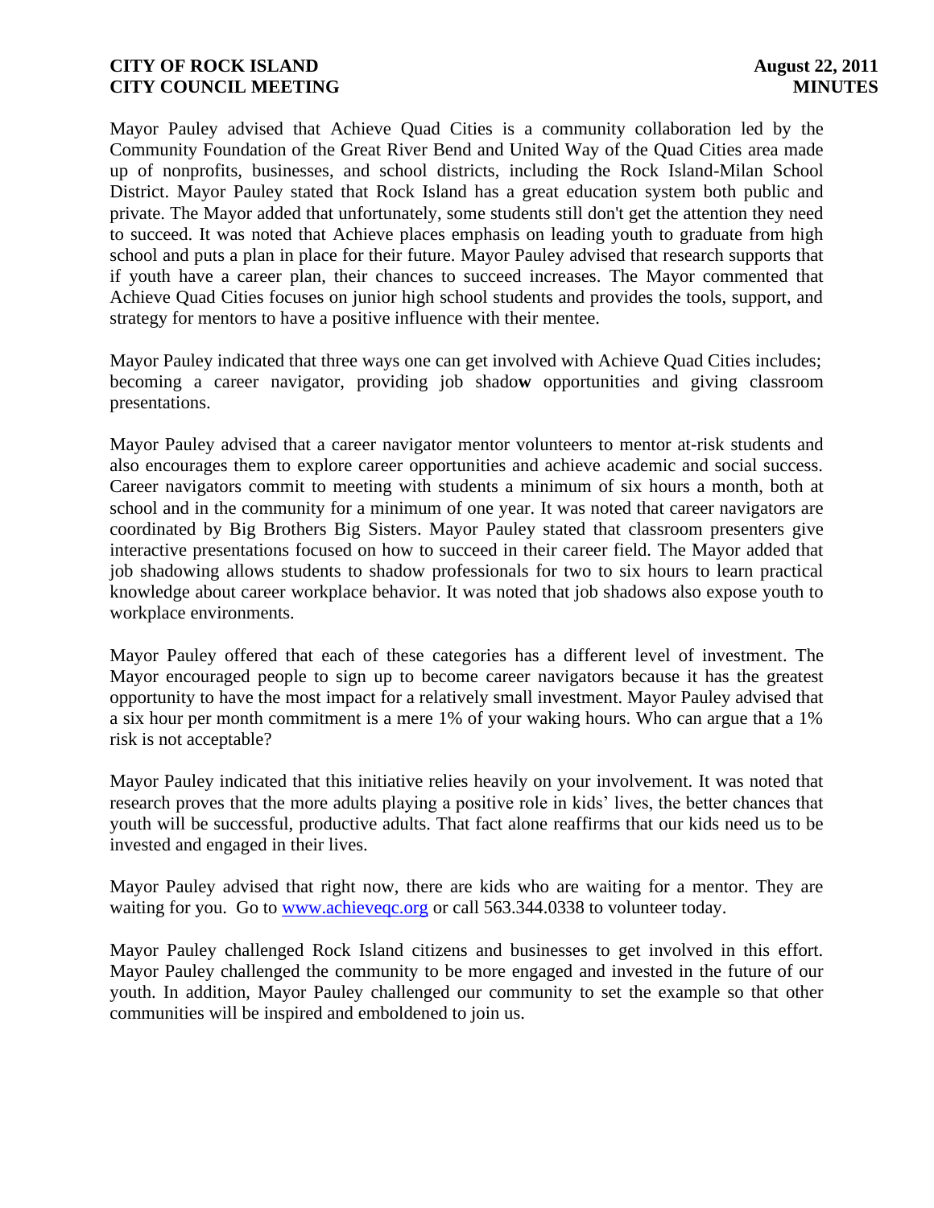Mayor Pauley advised that Achieve Quad Cities is a community collaboration led by the Community Foundation of the Great River Bend and United Way of the Quad Cities area made up of nonprofits, businesses, and school districts, including the Rock Island-Milan School District. Mayor Pauley stated that Rock Island has a great education system both public and private. The Mayor added that unfortunately, some students still don't get the attention they need to succeed. It was noted that Achieve places emphasis on leading youth to graduate from high school and puts a plan in place for their future. Mayor Pauley advised that research supports that if youth have a career plan, their chances to succeed increases. The Mayor commented that Achieve Quad Cities focuses on junior high school students and provides the tools, support, and strategy for mentors to have a positive influence with their mentee.

Mayor Pauley indicated that three ways one can get involved with Achieve Quad Cities includes; becoming a career navigator, providing job shadow opportunities and giving classroom presentations.

Mayor Pauley advised that a career navigator mentor volunteers to mentor at-risk students and also encourages them to explore career opportunities and achieve academic and social success. Career navigators commit to meeting with students a minimum of six hours a month, both at school and in the community for a minimum of one year. It was noted that career navigators are coordinated by Big Brothers Big Sisters. Mayor Pauley stated that classroom presenters give interactive presentations focused on how to succeed in their career field. The Mayor added that job shadowing allows students to shadow professionals for two to six hours to learn practical knowledge about career workplace behavior. It was noted that job shadows also expose youth to workplace environments.

Mayor Pauley offered that each of these categories has a different level of investment. The Mayor encouraged people to sign up to become career navigators because it has the greatest opportunity to have the most impact for a relatively small investment. Mayor Pauley advised that a six hour per month commitment is a mere 1% of your waking hours. Who can argue that a 1% risk is not acceptable?

Mayor Pauley indicated that this initiative relies heavily on your involvement. It was noted that research proves that the more adults playing a positive role in kids' lives, the better chances that youth will be successful, productive adults. That fact alone reaffirms that our kids need us to be invested and engaged in their lives.

Mayor Pauley advised that right now, there are kids who are waiting for a mentor. They are waiting for you. Go to [www.achieveqc.org](http://www.achieveqc.org) or call 563.344.0338 to volunteer today.

Mayor Pauley challenged Rock Island citizens and businesses to get involved in this effort. Mayor Pauley challenged the community to be more engaged and invested in the future of our youth. In addition, Mayor Pauley challenged our community to set the example so that other communities will be inspired and emboldened to join us.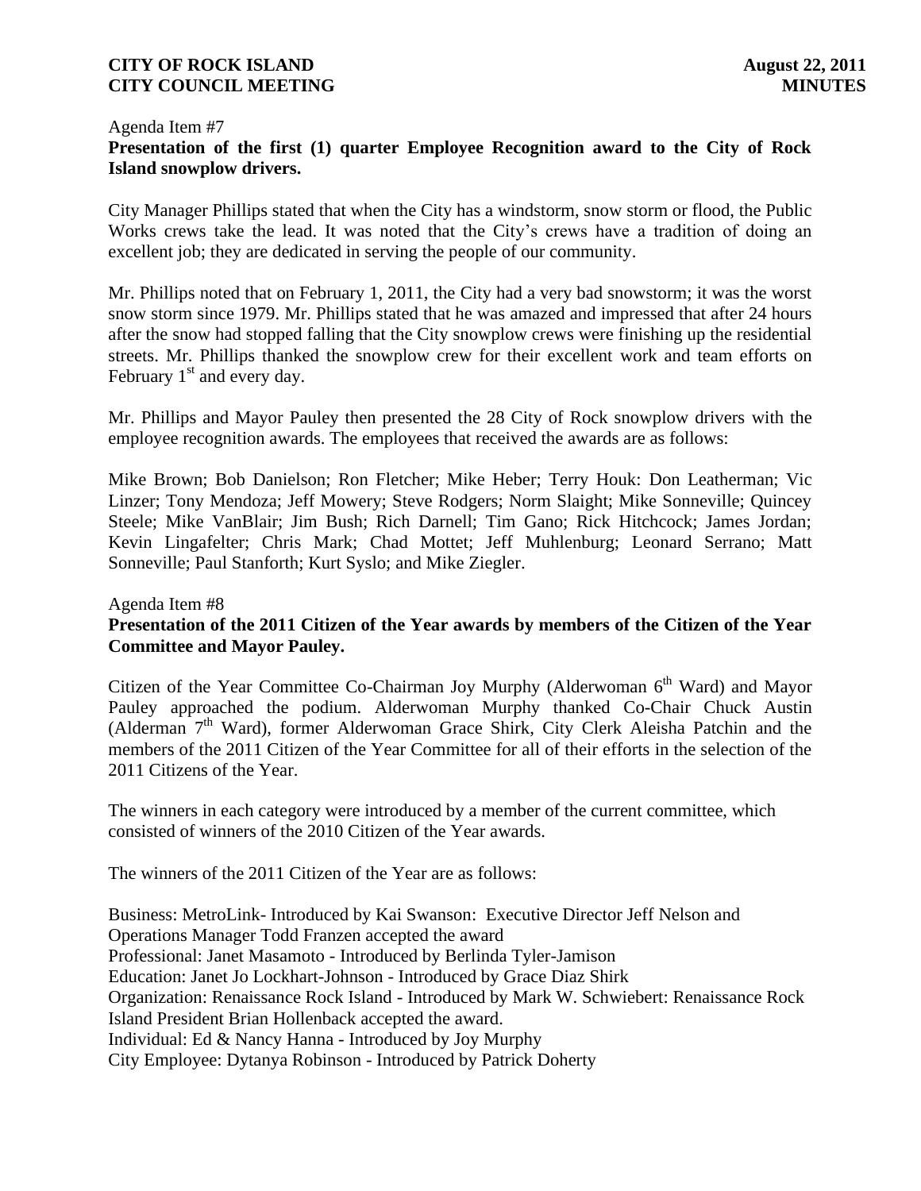Agenda Item #7

**Presentation of the first (1) quarter Employee Recognition award to the City of Rock Island snowplow drivers.**

City Manager Phillips stated that when the City has a windstorm, snow storm or flood, the Public Works crews take the lead. It was noted that the City's crews have a tradition of doing an excellent job; they are dedicated in serving the people of our community.

Mr. Phillips noted that on February 1, 2011, the City had a very bad snowstorm; it was the worst snow storm since 1979. Mr. Phillips stated that he was amazed and impressed that after 24 hours after the snow had stopped falling that the City snowplow crews were finishing up the residential streets. Mr. Phillips thanked the snowplow crew for their excellent work and team efforts on February 1st and every day.

Mr. Phillips and Mayor Pauley then presented the 28 City of Rock snowplow drivers with the employee recognition awards. The employees that received the awards are as follows:

Mike Brown; Bob Danielson; Ron Fletcher; Mike Heber; Terry Houk: Don Leatherman; Vic Linzer; Tony Mendoza; Jeff Mowery; Steve Rodgers; Norm Slaight; Mike Sonneville; Quincey Steele; Mike VanBlair; Jim Bush; Rich Darnell; Tim Gano; Rick Hitchcock; James Jordan; Kevin Lingafelter; Chris Mark; Chad Mottet; Jeff Muhlenburg; Leonard Serrano; Matt Sonneville; Paul Stanforth; Kurt Syslo; and Mike Ziegler.

Agenda Item #8

**Presentation of the 2011 Citizen of the Year awards by members of the Citizen of the Year Committee and Mayor Pauley.**

Citizen of the Year Committee Co-Chairman Joy Murphy (Alderwoman 6th Ward) and Mayor Pauley approached the podium. Alderwoman Murphy thanked Co-Chair Chuck Austin (Alderman 7th Ward), former Alderwoman Grace Shirk, City Clerk Aleisha Patchin and the members of the 2011 Citizen of the Year Committee for all of their efforts in the selection of the 2011 Citizens of the Year.

The winners in each category were introduced by a member of the current committee, which consisted of winners of the 2010 Citizen of the Year awards.

The winners of the 2011 Citizen of the Year are as follows:

Business: MetroLink- Introduced by Kai Swanson: Executive Director Jeff Nelson and Operations Manager Todd Franzen accepted the award
Professional: Janet Masamoto - Introduced by Berlinda Tyler-Jamison
Education: Janet Jo Lockhart-Johnson - Introduced by Grace Diaz Shirk
Organization: Renaissance Rock Island - Introduced by Mark W. Schwiebert: Renaissance Rock Island President Brian Hollenback accepted the award.
Individual: Ed & Nancy Hanna - Introduced by Joy Murphy
City Employee: Dytanya Robinson - Introduced by Patrick Doherty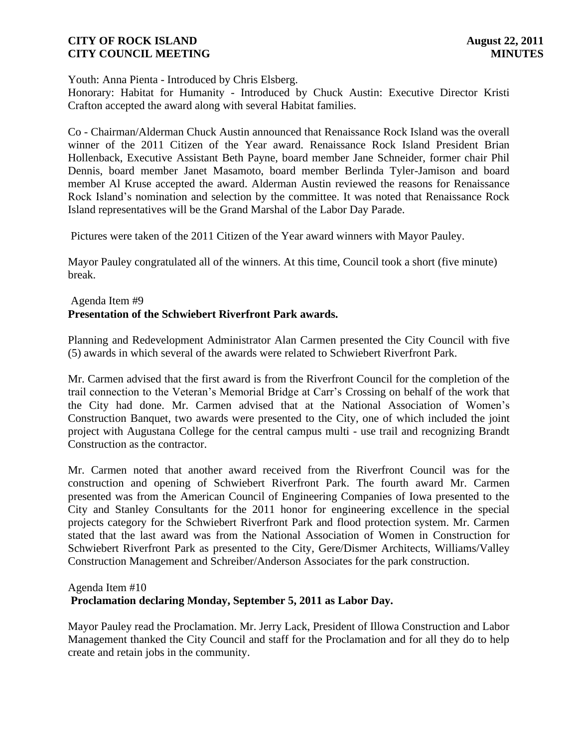Youth: Anna Pienta - Introduced by Chris Elsberg.
Honorary: Habitat for Humanity - Introduced by Chuck Austin: Executive Director Kristi Crafton accepted the award along with several Habitat families.

Co - Chairman/Alderman Chuck Austin announced that Renaissance Rock Island was the overall winner of the 2011 Citizen of the Year award. Renaissance Rock Island President Brian Hollenback, Executive Assistant Beth Payne, board member Jane Schneider, former chair Phil Dennis, board member Janet Masamoto, board member Berlinda Tyler-Jamison and board member Al Kruse accepted the award. Alderman Austin reviewed the reasons for Renaissance Rock Island's nomination and selection by the committee. It was noted that Renaissance Rock Island representatives will be the Grand Marshal of the Labor Day Parade.

Pictures were taken of the 2011 Citizen of the Year award winners with Mayor Pauley.

Mayor Pauley congratulated all of the winners. At this time, Council took a short (five minute) break.

Agenda Item #9
**Presentation of the Schwiebert Riverfront Park awards.**

Planning and Redevelopment Administrator Alan Carmen presented the City Council with five (5) awards in which several of the awards were related to Schwiebert Riverfront Park.

Mr. Carmen advised that the first award is from the Riverfront Council for the completion of the trail connection to the Veteran's Memorial Bridge at Carr's Crossing on behalf of the work that the City had done. Mr. Carmen advised that at the National Association of Women's Construction Banquet, two awards were presented to the City, one of which included the joint project with Augustana College for the central campus multi - use trail and recognizing Brandt Construction as the contractor.

Mr. Carmen noted that another award received from the Riverfront Council was for the construction and opening of Schwiebert Riverfront Park. The fourth award Mr. Carmen presented was from the American Council of Engineering Companies of Iowa presented to the City and Stanley Consultants for the 2011 honor for engineering excellence in the special projects category for the Schwiebert Riverfront Park and flood protection system. Mr. Carmen stated that the last award was from the National Association of Women in Construction for Schwiebert Riverfront Park as presented to the City, Gere/Dismer Architects, Williams/Valley Construction Management and Schreiber/Anderson Associates for the park construction.

Agenda Item #10
**Proclamation declaring Monday, September 5, 2011 as Labor Day.**

Mayor Pauley read the Proclamation. Mr. Jerry Lack, President of Illowa Construction and Labor Management thanked the City Council and staff for the Proclamation and for all they do to help create and retain jobs in the community.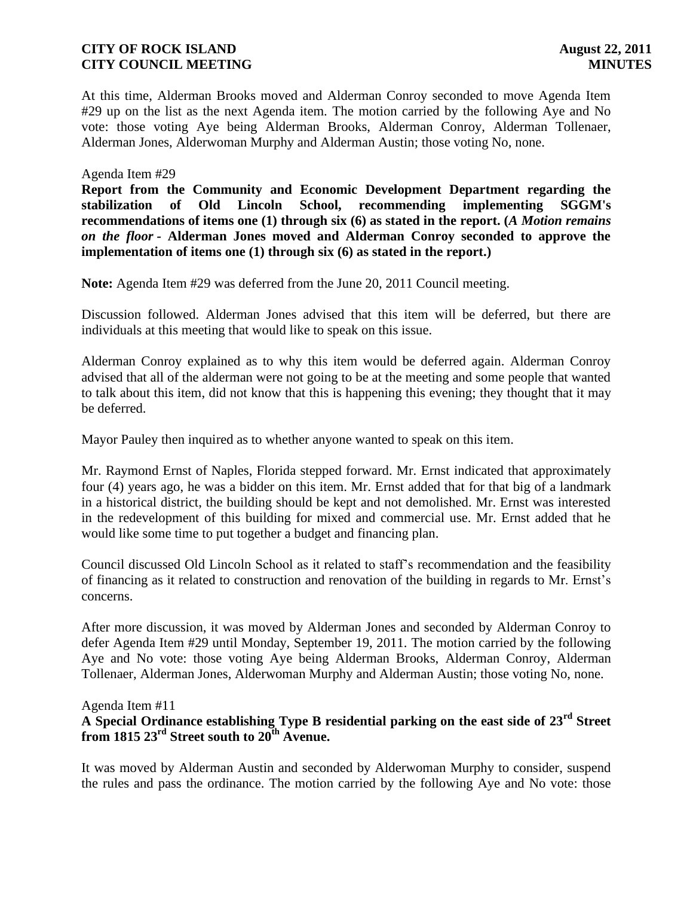At this time, Alderman Brooks moved and Alderman Conroy seconded to move Agenda Item #29 up on the list as the next Agenda item. The motion carried by the following Aye and No vote: those voting Aye being Alderman Brooks, Alderman Conroy, Alderman Tollenaer, Alderman Jones, Alderwoman Murphy and Alderman Austin; those voting No, none.

Agenda Item #29

**Report from the Community and Economic Development Department regarding the stabilization of Old Lincoln School, recommending implementing SGGM's recommendations of items one (1) through six (6) as stated in the report. (*A Motion remains on the floor* - Alderman Jones moved and Alderman Conroy seconded to approve the implementation of items one (1) through six (6) as stated in the report.)**

**Note:** Agenda Item #29 was deferred from the June 20, 2011 Council meeting.

Discussion followed. Alderman Jones advised that this item will be deferred, but there are individuals at this meeting that would like to speak on this issue.

Alderman Conroy explained as to why this item would be deferred again. Alderman Conroy advised that all of the alderman were not going to be at the meeting and some people that wanted to talk about this item, did not know that this is happening this evening; they thought that it may be deferred.

Mayor Pauley then inquired as to whether anyone wanted to speak on this item.

Mr. Raymond Ernst of Naples, Florida stepped forward. Mr. Ernst indicated that approximately four (4) years ago, he was a bidder on this item. Mr. Ernst added that for that big of a landmark in a historical district, the building should be kept and not demolished. Mr. Ernst was interested in the redevelopment of this building for mixed and commercial use. Mr. Ernst added that he would like some time to put together a budget and financing plan.

Council discussed Old Lincoln School as it related to staff's recommendation and the feasibility of financing as it related to construction and renovation of the building in regards to Mr. Ernst's concerns.

After more discussion, it was moved by Alderman Jones and seconded by Alderman Conroy to defer Agenda Item #29 until Monday, September 19, 2011. The motion carried by the following Aye and No vote: those voting Aye being Alderman Brooks, Alderman Conroy, Alderman Tollenaer, Alderman Jones, Alderwoman Murphy and Alderman Austin; those voting No, none.

Agenda Item #11

**A Special Ordinance establishing Type B residential parking on the east side of 23rd Street from 1815 23rd Street south to 20th Avenue.**

It was moved by Alderman Austin and seconded by Alderwoman Murphy to consider, suspend the rules and pass the ordinance. The motion carried by the following Aye and No vote: those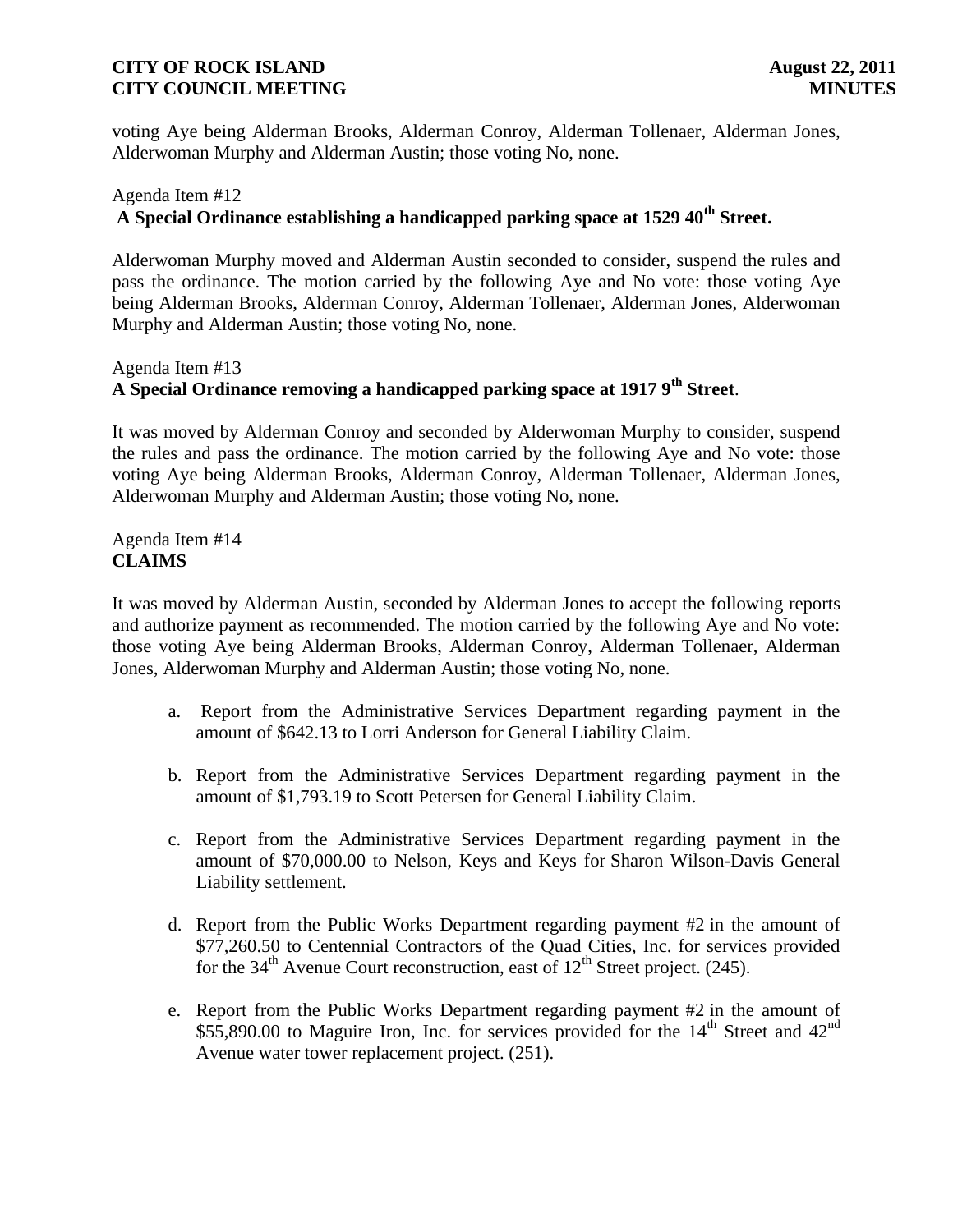voting Aye being Alderman Brooks, Alderman Conroy, Alderman Tollenaer, Alderman Jones, Alderwoman Murphy and Alderman Austin; those voting No, none.

Agenda Item #12
**A Special Ordinance establishing a handicapped parking space at 1529 40th Street.**

Alderwoman Murphy moved and Alderman Austin seconded to consider, suspend the rules and pass the ordinance. The motion carried by the following Aye and No vote: those voting Aye being Alderman Brooks, Alderman Conroy, Alderman Tollenaer, Alderman Jones, Alderwoman Murphy and Alderman Austin; those voting No, none.

Agenda Item #13
**A Special Ordinance removing a handicapped parking space at 1917 9th Street**.

It was moved by Alderman Conroy and seconded by Alderwoman Murphy to consider, suspend the rules and pass the ordinance. The motion carried by the following Aye and No vote: those voting Aye being Alderman Brooks, Alderman Conroy, Alderman Tollenaer, Alderman Jones, Alderwoman Murphy and Alderman Austin; those voting No, none.

Agenda Item #14
**CLAIMS**

It was moved by Alderman Austin, seconded by Alderman Jones to accept the following reports and authorize payment as recommended. The motion carried by the following Aye and No vote: those voting Aye being Alderman Brooks, Alderman Conroy, Alderman Tollenaer, Alderman Jones, Alderwoman Murphy and Alderman Austin; those voting No, none.

a. Report from the Administrative Services Department regarding payment in the amount of $642.13 to Lorri Anderson for General Liability Claim.

b. Report from the Administrative Services Department regarding payment in the amount of $1,793.19 to Scott Petersen for General Liability Claim.

c. Report from the Administrative Services Department regarding payment in the amount of $70,000.00 to Nelson, Keys and Keys for Sharon Wilson-Davis General Liability settlement.

d. Report from the Public Works Department regarding payment #2 in the amount of $77,260.50 to Centennial Contractors of the Quad Cities, Inc. for services provided for the 34th Avenue Court reconstruction, east of 12th Street project. (245).

e. Report from the Public Works Department regarding payment #2 in the amount of $55,890.00 to Maguire Iron, Inc. for services provided for the 14th Street and 42nd Avenue water tower replacement project. (251).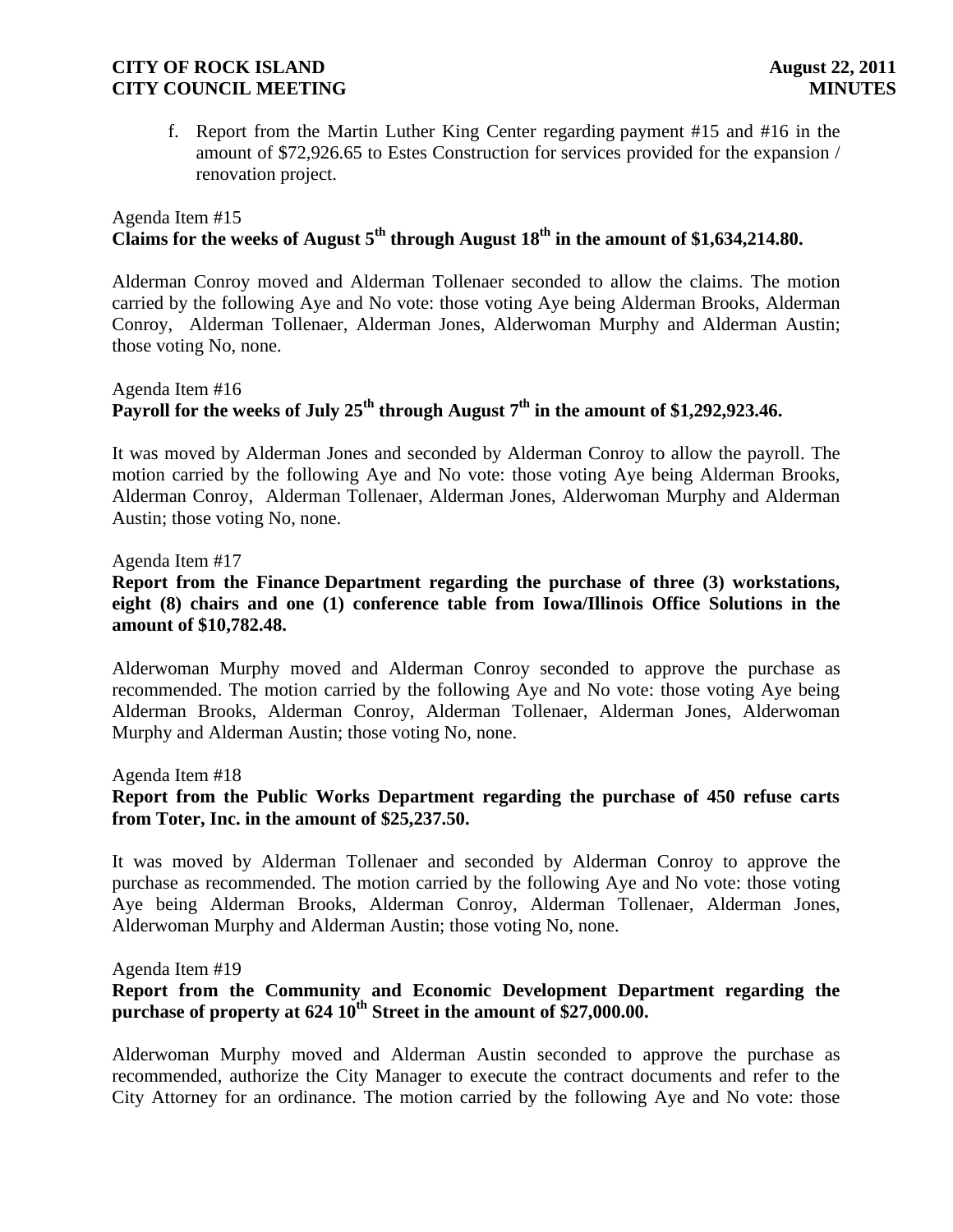f. Report from the Martin Luther King Center regarding payment #15 and #16 in the amount of $72,926.65 to Estes Construction for services provided for the expansion / renovation project.

Agenda Item #15
**Claims for the weeks of August 5th through August 18th in the amount of $1,634,214.80.**

Alderman Conroy moved and Alderman Tollenaer seconded to allow the claims. The motion carried by the following Aye and No vote: those voting Aye being Alderman Brooks, Alderman Conroy, Alderman Tollenaer, Alderman Jones, Alderwoman Murphy and Alderman Austin; those voting No, none.

Agenda Item #16
**Payroll for the weeks of July 25th through August 7th in the amount of $1,292,923.46.**

It was moved by Alderman Jones and seconded by Alderman Conroy to allow the payroll. The motion carried by the following Aye and No vote: those voting Aye being Alderman Brooks, Alderman Conroy, Alderman Tollenaer, Alderman Jones, Alderwoman Murphy and Alderman Austin; those voting No, none.

Agenda Item #17
**Report from the Finance Department regarding the purchase of three (3) workstations, eight (8) chairs and one (1) conference table from Iowa/Illinois Office Solutions in the amount of $10,782.48.**

Alderwoman Murphy moved and Alderman Conroy seconded to approve the purchase as recommended. The motion carried by the following Aye and No vote: those voting Aye being Alderman Brooks, Alderman Conroy, Alderman Tollenaer, Alderman Jones, Alderwoman Murphy and Alderman Austin; those voting No, none.

Agenda Item #18
**Report from the Public Works Department regarding the purchase of 450 refuse carts from Toter, Inc. in the amount of $25,237.50.**

It was moved by Alderman Tollenaer and seconded by Alderman Conroy to approve the purchase as recommended. The motion carried by the following Aye and No vote: those voting Aye being Alderman Brooks, Alderman Conroy, Alderman Tollenaer, Alderman Jones, Alderwoman Murphy and Alderman Austin; those voting No, none.

Agenda Item #19
**Report from the Community and Economic Development Department regarding the purchase of property at 624 10th Street in the amount of $27,000.00.**

Alderwoman Murphy moved and Alderman Austin seconded to approve the purchase as recommended, authorize the City Manager to execute the contract documents and refer to the City Attorney for an ordinance. The motion carried by the following Aye and No vote: those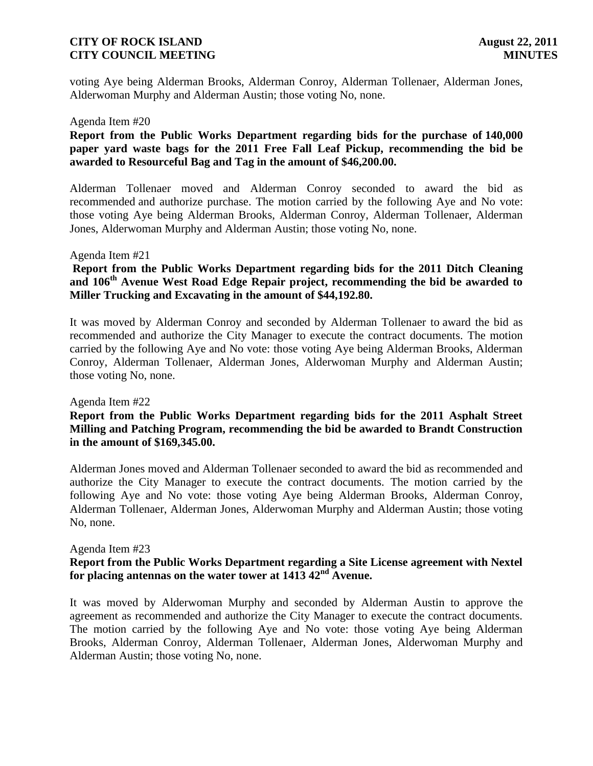voting Aye being Alderman Brooks, Alderman Conroy, Alderman Tollenaer, Alderman Jones, Alderwoman Murphy and Alderman Austin; those voting No, none.

Agenda Item #20

**Report from the Public Works Department regarding bids for the purchase of 140,000 paper yard waste bags for the 2011 Free Fall Leaf Pickup, recommending the bid be awarded to Resourceful Bag and Tag in the amount of $46,200.00.**

Alderman Tollenaer moved and Alderman Conroy seconded to award the bid as recommended and authorize purchase. The motion carried by the following Aye and No vote: those voting Aye being Alderman Brooks, Alderman Conroy, Alderman Tollenaer, Alderman Jones, Alderwoman Murphy and Alderman Austin; those voting No, none.

Agenda Item #21

**Report from the Public Works Department regarding bids for the 2011 Ditch Cleaning and 106th Avenue West Road Edge Repair project, recommending the bid be awarded to Miller Trucking and Excavating in the amount of $44,192.80.**

It was moved by Alderman Conroy and seconded by Alderman Tollenaer to award the bid as recommended and authorize the City Manager to execute the contract documents. The motion carried by the following Aye and No vote: those voting Aye being Alderman Brooks, Alderman Conroy, Alderman Tollenaer, Alderman Jones, Alderwoman Murphy and Alderman Austin; those voting No, none.

Agenda Item #22

**Report from the Public Works Department regarding bids for the 2011 Asphalt Street Milling and Patching Program, recommending the bid be awarded to Brandt Construction in the amount of $169,345.00.**

Alderman Jones moved and Alderman Tollenaer seconded to award the bid as recommended and authorize the City Manager to execute the contract documents. The motion carried by the following Aye and No vote: those voting Aye being Alderman Brooks, Alderman Conroy, Alderman Tollenaer, Alderman Jones, Alderwoman Murphy and Alderman Austin; those voting No, none.

Agenda Item #23

**Report from the Public Works Department regarding a Site License agreement with Nextel for placing antennas on the water tower at 1413 42nd Avenue.**

It was moved by Alderwoman Murphy and seconded by Alderman Austin to approve the agreement as recommended and authorize the City Manager to execute the contract documents. The motion carried by the following Aye and No vote: those voting Aye being Alderman Brooks, Alderman Conroy, Alderman Tollenaer, Alderman Jones, Alderwoman Murphy and Alderman Austin; those voting No, none.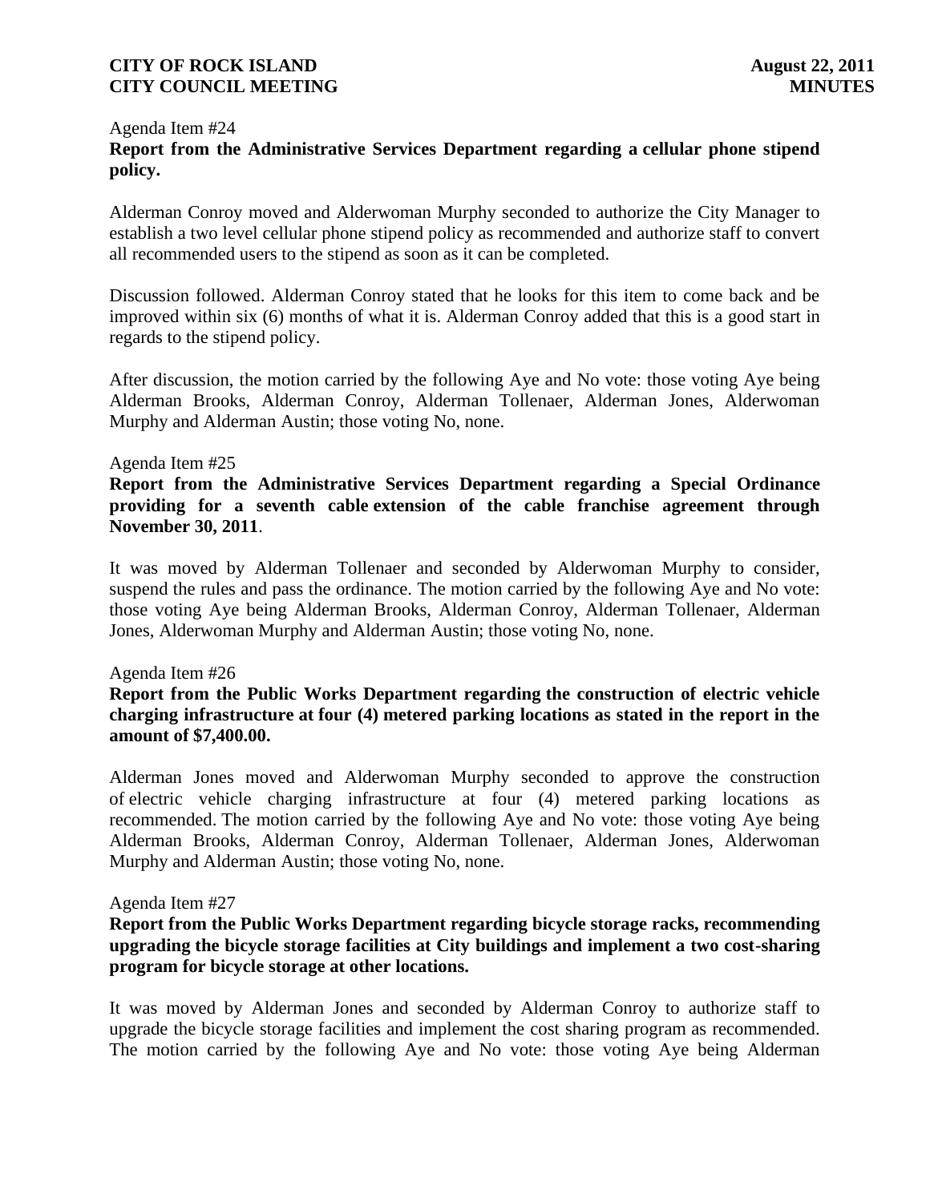Agenda Item #24

**Report from the Administrative Services Department regarding a cellular phone stipend policy.**

Alderman Conroy moved and Alderwoman Murphy seconded to authorize the City Manager to establish a two level cellular phone stipend policy as recommended and authorize staff to convert all recommended users to the stipend as soon as it can be completed.

Discussion followed. Alderman Conroy stated that he looks for this item to come back and be improved within six (6) months of what it is. Alderman Conroy added that this is a good start in regards to the stipend policy.

After discussion, the motion carried by the following Aye and No vote: those voting Aye being Alderman Brooks, Alderman Conroy, Alderman Tollenaer, Alderman Jones, Alderwoman Murphy and Alderman Austin; those voting No, none.

Agenda Item #25

**Report from the Administrative Services Department regarding a Special Ordinance providing for a seventh cable extension of the cable franchise agreement through November 30, 2011**.

It was moved by Alderman Tollenaer and seconded by Alderwoman Murphy to consider, suspend the rules and pass the ordinance. The motion carried by the following Aye and No vote: those voting Aye being Alderman Brooks, Alderman Conroy, Alderman Tollenaer, Alderman Jones, Alderwoman Murphy and Alderman Austin; those voting No, none.

Agenda Item #26

**Report from the Public Works Department regarding the construction of electric vehicle charging infrastructure at four (4) metered parking locations as stated in the report in the amount of $7,400.00.**

Alderman Jones moved and Alderwoman Murphy seconded to approve the construction of electric vehicle charging infrastructure at four (4) metered parking locations as recommended. The motion carried by the following Aye and No vote: those voting Aye being Alderman Brooks, Alderman Conroy, Alderman Tollenaer, Alderman Jones, Alderwoman Murphy and Alderman Austin; those voting No, none.

Agenda Item #27

**Report from the Public Works Department regarding bicycle storage racks, recommending upgrading the bicycle storage facilities at City buildings and implement a two cost-sharing program for bicycle storage at other locations.**

It was moved by Alderman Jones and seconded by Alderman Conroy to authorize staff to upgrade the bicycle storage facilities and implement the cost sharing program as recommended. The motion carried by the following Aye and No vote: those voting Aye being Alderman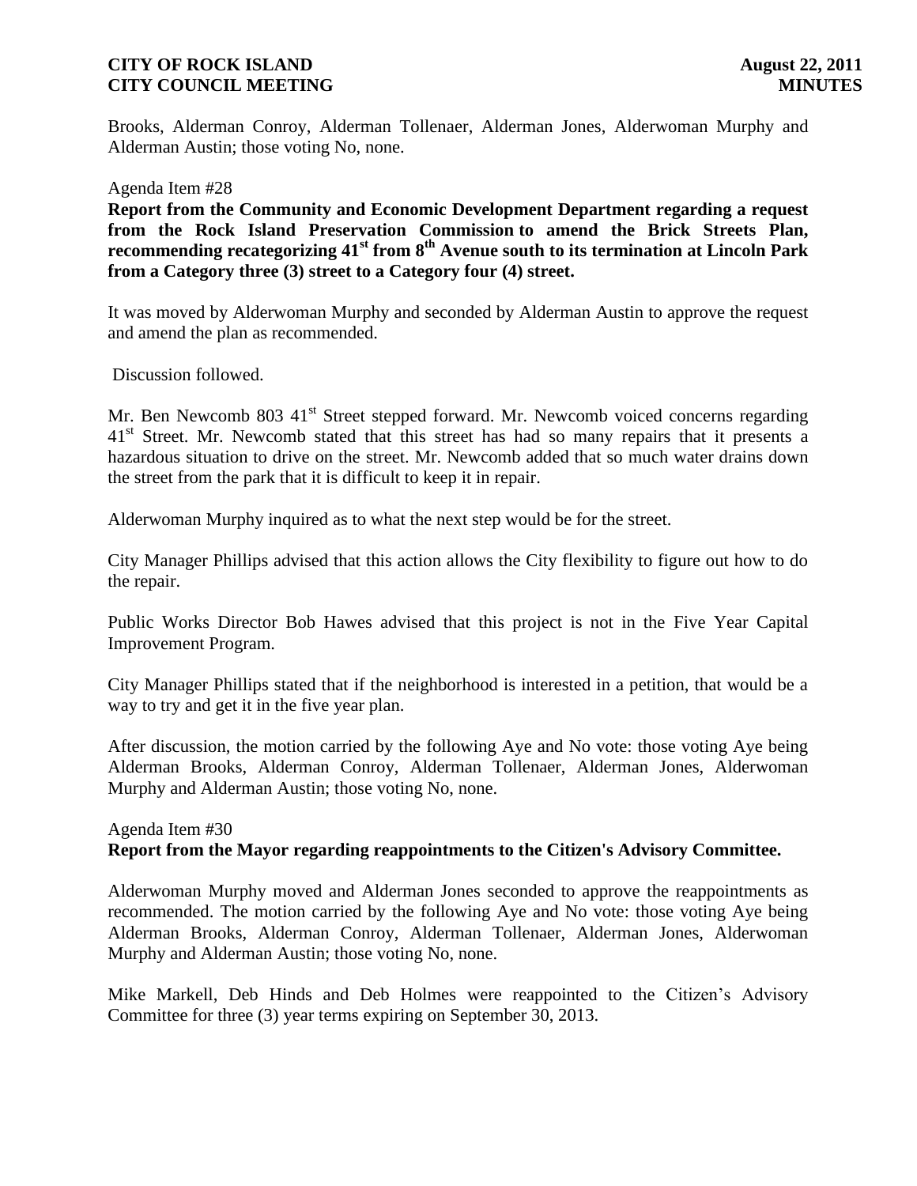Brooks, Alderman Conroy, Alderman Tollenaer, Alderman Jones, Alderwoman Murphy and Alderman Austin; those voting No, none.

Agenda Item #28

**Report from the Community and Economic Development Department regarding a request from the Rock Island Preservation Commission to amend the Brick Streets Plan, recommending recategorizing 41st from 8th Avenue south to its termination at Lincoln Park from a Category three (3) street to a Category four (4) street.**

It was moved by Alderwoman Murphy and seconded by Alderman Austin to approve the request and amend the plan as recommended.

Discussion followed.

Mr. Ben Newcomb 803 41st Street stepped forward. Mr. Newcomb voiced concerns regarding 41st Street. Mr. Newcomb stated that this street has had so many repairs that it presents a hazardous situation to drive on the street. Mr. Newcomb added that so much water drains down the street from the park that it is difficult to keep it in repair.

Alderwoman Murphy inquired as to what the next step would be for the street.

City Manager Phillips advised that this action allows the City flexibility to figure out how to do the repair.

Public Works Director Bob Hawes advised that this project is not in the Five Year Capital Improvement Program.

City Manager Phillips stated that if the neighborhood is interested in a petition, that would be a way to try and get it in the five year plan.

After discussion, the motion carried by the following Aye and No vote: those voting Aye being Alderman Brooks, Alderman Conroy, Alderman Tollenaer, Alderman Jones, Alderwoman Murphy and Alderman Austin; those voting No, none.

Agenda Item #30

**Report from the Mayor regarding reappointments to the Citizen's Advisory Committee.**

Alderwoman Murphy moved and Alderman Jones seconded to approve the reappointments as recommended. The motion carried by the following Aye and No vote: those voting Aye being Alderman Brooks, Alderman Conroy, Alderman Tollenaer, Alderman Jones, Alderwoman Murphy and Alderman Austin; those voting No, none.

Mike Markell, Deb Hinds and Deb Holmes were reappointed to the Citizen's Advisory Committee for three (3) year terms expiring on September 30, 2013.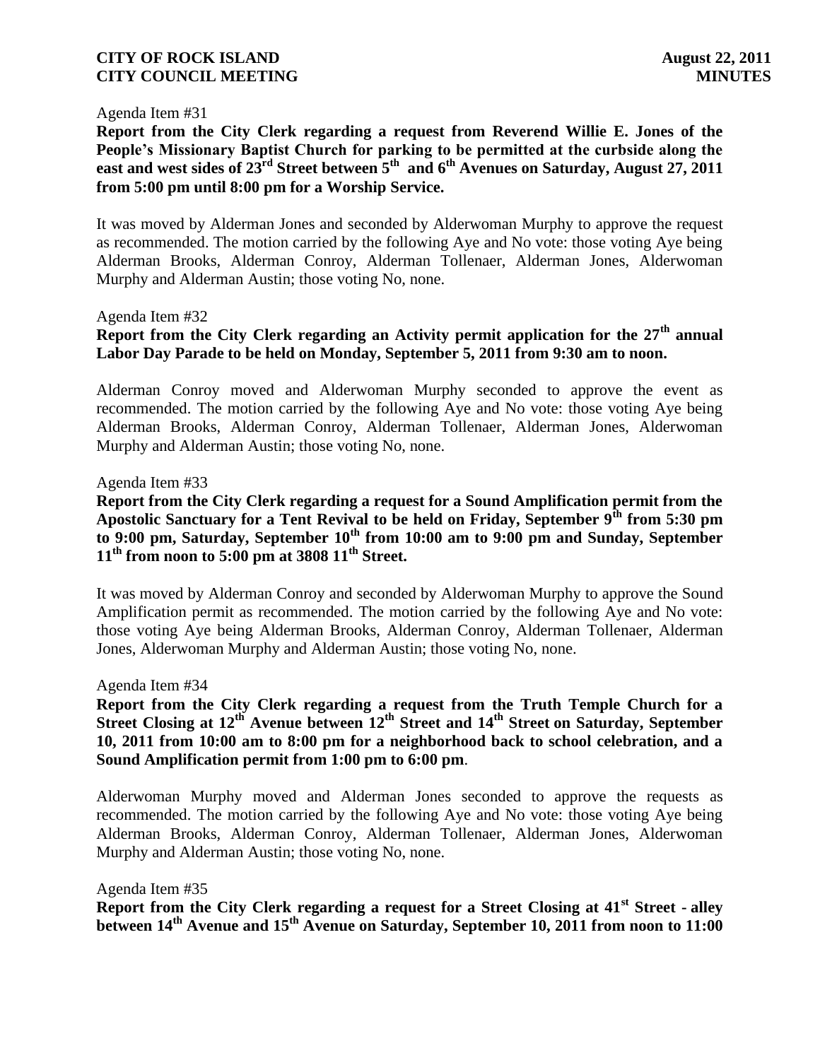Agenda Item #31

**Report from the City Clerk regarding a request from Reverend Willie E. Jones of the People's Missionary Baptist Church for parking to be permitted at the curbside along the east and west sides of 23rd Street between 5th and 6th Avenues on Saturday, August 27, 2011 from 5:00 pm until 8:00 pm for a Worship Service.**

It was moved by Alderman Jones and seconded by Alderwoman Murphy to approve the request as recommended. The motion carried by the following Aye and No vote: those voting Aye being Alderman Brooks, Alderman Conroy, Alderman Tollenaer, Alderman Jones, Alderwoman Murphy and Alderman Austin; those voting No, none.

Agenda Item #32

**Report from the City Clerk regarding an Activity permit application for the 27th annual Labor Day Parade to be held on Monday, September 5, 2011 from 9:30 am to noon.**

Alderman Conroy moved and Alderwoman Murphy seconded to approve the event as recommended. The motion carried by the following Aye and No vote: those voting Aye being Alderman Brooks, Alderman Conroy, Alderman Tollenaer, Alderman Jones, Alderwoman Murphy and Alderman Austin; those voting No, none.

Agenda Item #33

**Report from the City Clerk regarding a request for a Sound Amplification permit from the Apostolic Sanctuary for a Tent Revival to be held on Friday, September 9th from 5:30 pm to 9:00 pm, Saturday, September 10th from 10:00 am to 9:00 pm and Sunday, September 11th from noon to 5:00 pm at 3808 11th Street.**

It was moved by Alderman Conroy and seconded by Alderwoman Murphy to approve the Sound Amplification permit as recommended. The motion carried by the following Aye and No vote: those voting Aye being Alderman Brooks, Alderman Conroy, Alderman Tollenaer, Alderman Jones, Alderwoman Murphy and Alderman Austin; those voting No, none.

Agenda Item #34

**Report from the City Clerk regarding a request from the Truth Temple Church for a Street Closing at 12th Avenue between 12th Street and 14th Street on Saturday, September 10, 2011 from 10:00 am to 8:00 pm for a neighborhood back to school celebration, and a Sound Amplification permit from 1:00 pm to 6:00 pm.**

Alderwoman Murphy moved and Alderman Jones seconded to approve the requests as recommended. The motion carried by the following Aye and No vote: those voting Aye being Alderman Brooks, Alderman Conroy, Alderman Tollenaer, Alderman Jones, Alderwoman Murphy and Alderman Austin; those voting No, none.

Agenda Item #35

**Report from the City Clerk regarding a request for a Street Closing at 41st Street - alley between 14th Avenue and 15th Avenue on Saturday, September 10, 2011 from noon to 11:00**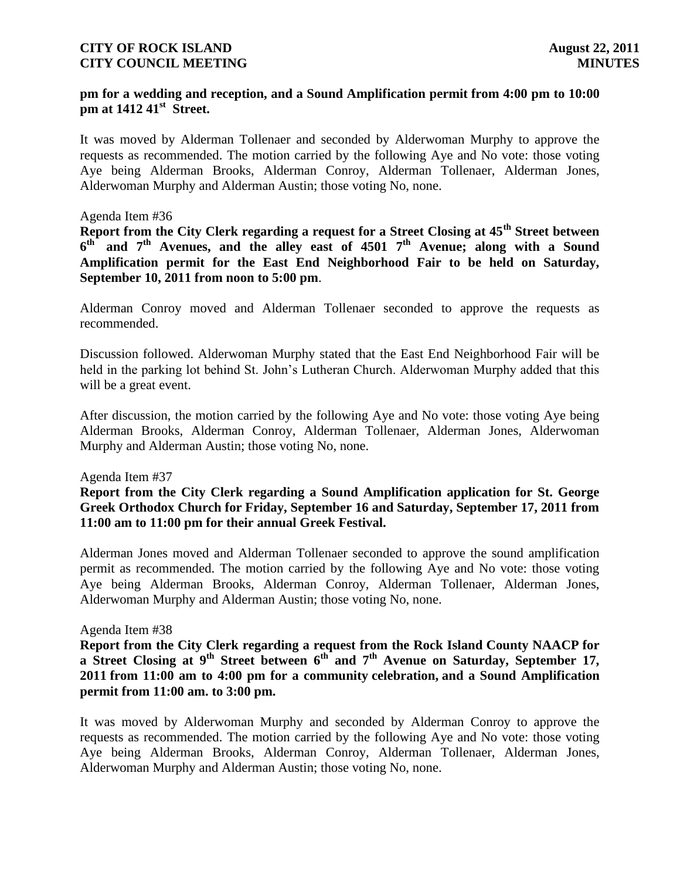**pm for a wedding and reception, and a Sound Amplification permit from 4:00 pm to 10:00 pm at 1412 41st Street.**

It was moved by Alderman Tollenaer and seconded by Alderwoman Murphy to approve the requests as recommended. The motion carried by the following Aye and No vote: those voting Aye being Alderman Brooks, Alderman Conroy, Alderman Tollenaer, Alderman Jones, Alderwoman Murphy and Alderman Austin; those voting No, none.

Agenda Item #36

**Report from the City Clerk regarding a request for a Street Closing at 45th Street between 6th and 7th Avenues, and the alley east of 4501 7th Avenue; along with a Sound Amplification permit for the East End Neighborhood Fair to be held on Saturday, September 10, 2011 from noon to 5:00 pm**.

Alderman Conroy moved and Alderman Tollenaer seconded to approve the requests as recommended.

Discussion followed. Alderwoman Murphy stated that the East End Neighborhood Fair will be held in the parking lot behind St. John's Lutheran Church. Alderwoman Murphy added that this will be a great event.

After discussion, the motion carried by the following Aye and No vote: those voting Aye being Alderman Brooks, Alderman Conroy, Alderman Tollenaer, Alderman Jones, Alderwoman Murphy and Alderman Austin; those voting No, none.

Agenda Item #37

**Report from the City Clerk regarding a Sound Amplification application for St. George Greek Orthodox Church for Friday, September 16 and Saturday, September 17, 2011 from 11:00 am to 11:00 pm for their annual Greek Festival.**

Alderman Jones moved and Alderman Tollenaer seconded to approve the sound amplification permit as recommended. The motion carried by the following Aye and No vote: those voting Aye being Alderman Brooks, Alderman Conroy, Alderman Tollenaer, Alderman Jones, Alderwoman Murphy and Alderman Austin; those voting No, none.

Agenda Item #38

**Report from the City Clerk regarding a request from the Rock Island County NAACP for a Street Closing at 9th Street between 6th and 7th Avenue on Saturday, September 17, 2011 from 11:00 am to 4:00 pm for a community celebration, and a Sound Amplification permit from 11:00 am. to 3:00 pm.**

It was moved by Alderwoman Murphy and seconded by Alderman Conroy to approve the requests as recommended. The motion carried by the following Aye and No vote: those voting Aye being Alderman Brooks, Alderman Conroy, Alderman Tollenaer, Alderman Jones, Alderwoman Murphy and Alderman Austin; those voting No, none.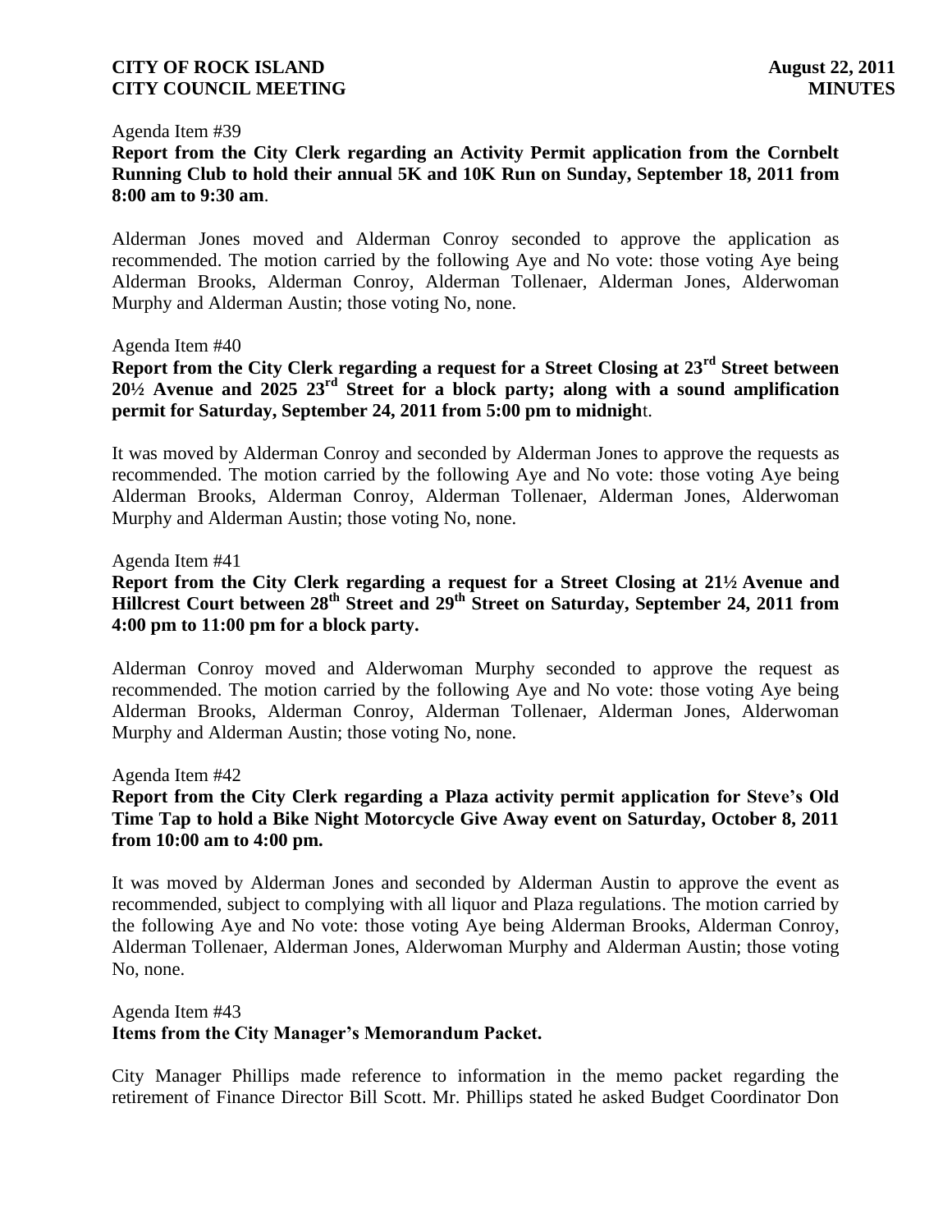Agenda Item #39

**Report from the City Clerk regarding an Activity Permit application from the Cornbelt Running Club to hold their annual 5K and 10K Run on Sunday, September 18, 2011 from 8:00 am to 9:30 am**.

Alderman Jones moved and Alderman Conroy seconded to approve the application as recommended. The motion carried by the following Aye and No vote: those voting Aye being Alderman Brooks, Alderman Conroy, Alderman Tollenaer, Alderman Jones, Alderwoman Murphy and Alderman Austin; those voting No, none.

Agenda Item #40

**Report from the City Clerk regarding a request for a Street Closing at 23rd Street between 20½ Avenue and 2025 23rd Street for a block party; along with a sound amplification permit for Saturday, September 24, 2011 from 5:00 pm to midnigh**t.

It was moved by Alderman Conroy and seconded by Alderman Jones to approve the requests as recommended. The motion carried by the following Aye and No vote: those voting Aye being Alderman Brooks, Alderman Conroy, Alderman Tollenaer, Alderman Jones, Alderwoman Murphy and Alderman Austin; those voting No, none.

Agenda Item #41

**Report from the City Clerk regarding a request for a Street Closing at 21½ Avenue and Hillcrest Court between 28th Street and 29th Street on Saturday, September 24, 2011 from 4:00 pm to 11:00 pm for a block party.**

Alderman Conroy moved and Alderwoman Murphy seconded to approve the request as recommended. The motion carried by the following Aye and No vote: those voting Aye being Alderman Brooks, Alderman Conroy, Alderman Tollenaer, Alderman Jones, Alderwoman Murphy and Alderman Austin; those voting No, none.

Agenda Item #42

**Report from the City Clerk regarding a Plaza activity permit application for Steve's Old Time Tap to hold a Bike Night Motorcycle Give Away event on Saturday, October 8, 2011 from 10:00 am to 4:00 pm.**

It was moved by Alderman Jones and seconded by Alderman Austin to approve the event as recommended, subject to complying with all liquor and Plaza regulations. The motion carried by the following Aye and No vote: those voting Aye being Alderman Brooks, Alderman Conroy, Alderman Tollenaer, Alderman Jones, Alderwoman Murphy and Alderman Austin; those voting No, none.

Agenda Item #43

**Items from the City Manager's Memorandum Packet.**

City Manager Phillips made reference to information in the memo packet regarding the retirement of Finance Director Bill Scott. Mr. Phillips stated he asked Budget Coordinator Don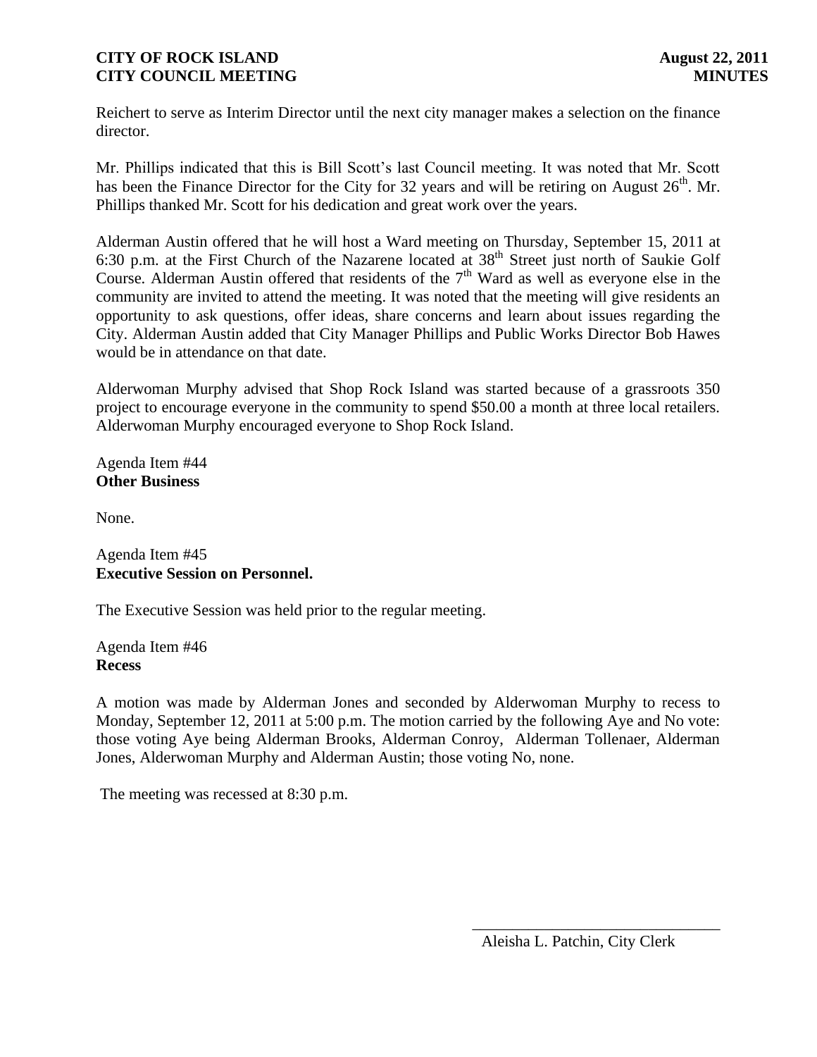Reichert to serve as Interim Director until the next city manager makes a selection on the finance director.

Mr. Phillips indicated that this is Bill Scott's last Council meeting. It was noted that Mr. Scott has been the Finance Director for the City for 32 years and will be retiring on August 26th. Mr. Phillips thanked Mr. Scott for his dedication and great work over the years.

Alderman Austin offered that he will host a Ward meeting on Thursday, September 15, 2011 at 6:30 p.m. at the First Church of the Nazarene located at 38th Street just north of Saukie Golf Course. Alderman Austin offered that residents of the 7th Ward as well as everyone else in the community are invited to attend the meeting. It was noted that the meeting will give residents an opportunity to ask questions, offer ideas, share concerns and learn about issues regarding the City. Alderman Austin added that City Manager Phillips and Public Works Director Bob Hawes would be in attendance on that date.

Alderwoman Murphy advised that Shop Rock Island was started because of a grassroots 350 project to encourage everyone in the community to spend $50.00 a month at three local retailers. Alderwoman Murphy encouraged everyone to Shop Rock Island.

Agenda Item #44
**Other Business**

None.

Agenda Item #45
**Executive Session on Personnel.**

The Executive Session was held prior to the regular meeting.

Agenda Item #46
**Recess**

A motion was made by Alderman Jones and seconded by Alderwoman Murphy to recess to Monday, September 12, 2011 at 5:00 p.m. The motion carried by the following Aye and No vote: those voting Aye being Alderman Brooks, Alderman Conroy, Alderman Tollenaer, Alderman Jones, Alderwoman Murphy and Alderman Austin; those voting No, none.

The meeting was recessed at 8:30 p.m.

\_\_\_\_\_\_\_\_\_\_\_\_\_\_\_\_\_\_\_\_\_\_\_\_\_\_\_\_\_\_\_\_

Aleisha L. Patchin, City Clerk